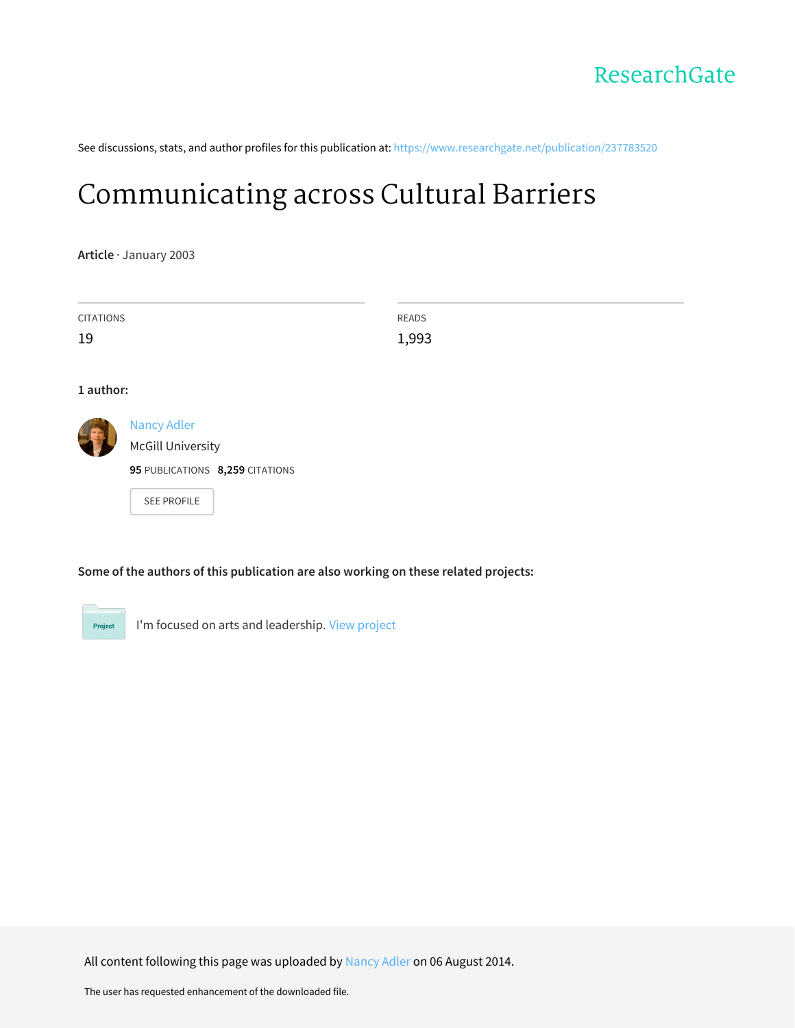ResearchGate

See discussions, stats, and author profiles for this publication at: https://www.researchgate.net/publication/237783520

# Communicating across Cultural Barriers

**Article** · January 2003

CITATIONS
19

READS
1,993

**1 author:**

Nancy Adler
McGill University
**95** PUBLICATIONS **8,259** CITATIONS

SEE PROFILE

**Some of the authors of this publication are also working on these related projects:**

Project

I'm focused on arts and leadership. View project

All content following this page was uploaded by Nancy Adler on 06 August 2014.

The user has requested enhancement of the downloaded file.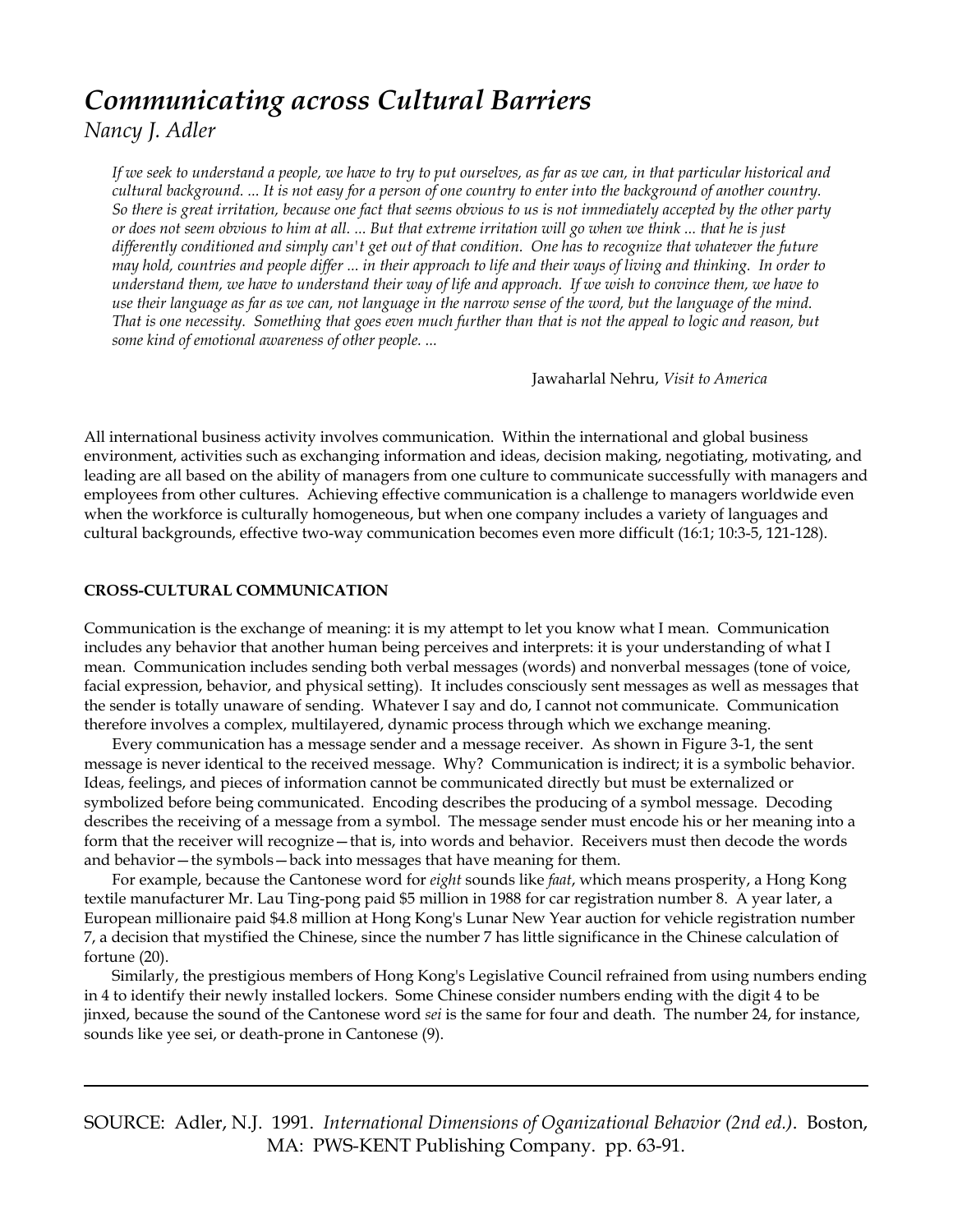# *Communicating across Cultural Barriers*

*Nancy J. Adler*

> *If we seek to understand a people, we have to try to put ourselves, as far as we can, in that particular historical and cultural background. ... It is not easy for a person of one country to enter into the background of another country. So there is great irritation, because one fact that seems obvious to us is not immediately accepted by the other party or does not seem obvious to him at all. ... But that extreme irritation will go when we think ... that he is just differently conditioned and simply can't get out of that condition. One has to recognize that whatever the future may hold, countries and people differ ... in their approach to life and their ways of living and thinking. In order to understand them, we have to understand their way of life and approach. If we wish to convince them, we have to use their language as far as we can, not language in the narrow sense of the word, but the language of the mind. That is one necessity. Something that goes even much further than that is not the appeal to logic and reason, but some kind of emotional awareness of other people. ...*
>
> Jawaharlal Nehru, *Visit to America*

All international business activity involves communication. Within the international and global business environment, activities such as exchanging information and ideas, decision making, negotiating, motivating, and leading are all based on the ability of managers from one culture to communicate successfully with managers and employees from other cultures. Achieving effective communication is a challenge to managers worldwide even when the workforce is culturally homogeneous, but when one company includes a variety of languages and cultural backgrounds, effective two-way communication becomes even more difficult (16:1; 10:3-5, 121-128).

**CROSS-CULTURAL COMMUNICATION**

Communication is the exchange of meaning: it is my attempt to let you know what I mean. Communication includes any behavior that another human being perceives and interprets: it is your understanding of what I mean. Communication includes sending both verbal messages (words) and nonverbal messages (tone of voice, facial expression, behavior, and physical setting). It includes consciously sent messages as well as messages that the sender is totally unaware of sending. Whatever I say and do, I cannot not communicate. Communication therefore involves a complex, multilayered, dynamic process through which we exchange meaning.

Every communication has a message sender and a message receiver. As shown in Figure 3-1, the sent message is never identical to the received message. Why? Communication is indirect; it is a symbolic behavior. Ideas, feelings, and pieces of information cannot be communicated directly but must be externalized or symbolized before being communicated. Encoding describes the producing of a symbol message. Decoding describes the receiving of a message from a symbol. The message sender must encode his or her meaning into a form that the receiver will recognize—that is, into words and behavior. Receivers must then decode the words and behavior—the symbols—back into messages that have meaning for them.

For example, because the Cantonese word for *eight* sounds like *faat*, which means prosperity, a Hong Kong textile manufacturer Mr. Lau Ting-pong paid $5 million in 1988 for car registration number 8. A year later, a European millionaire paid $4.8 million at Hong Kong's Lunar New Year auction for vehicle registration number 7, a decision that mystified the Chinese, since the number 7 has little significance in the Chinese calculation of fortune (20).

Similarly, the prestigious members of Hong Kong's Legislative Council refrained from using numbers ending in 4 to identify their newly installed lockers. Some Chinese consider numbers ending with the digit 4 to be jinxed, because the sound of the Cantonese word *sei* is the same for four and death. The number 24, for instance, sounds like yee sei, or death-prone in Cantonese (9).

---

SOURCE: Adler, N.J. 1991. *International Dimensions of Oganizational Behavior (2nd ed.)*. Boston, MA: PWS-KENT Publishing Company. pp. 63-91.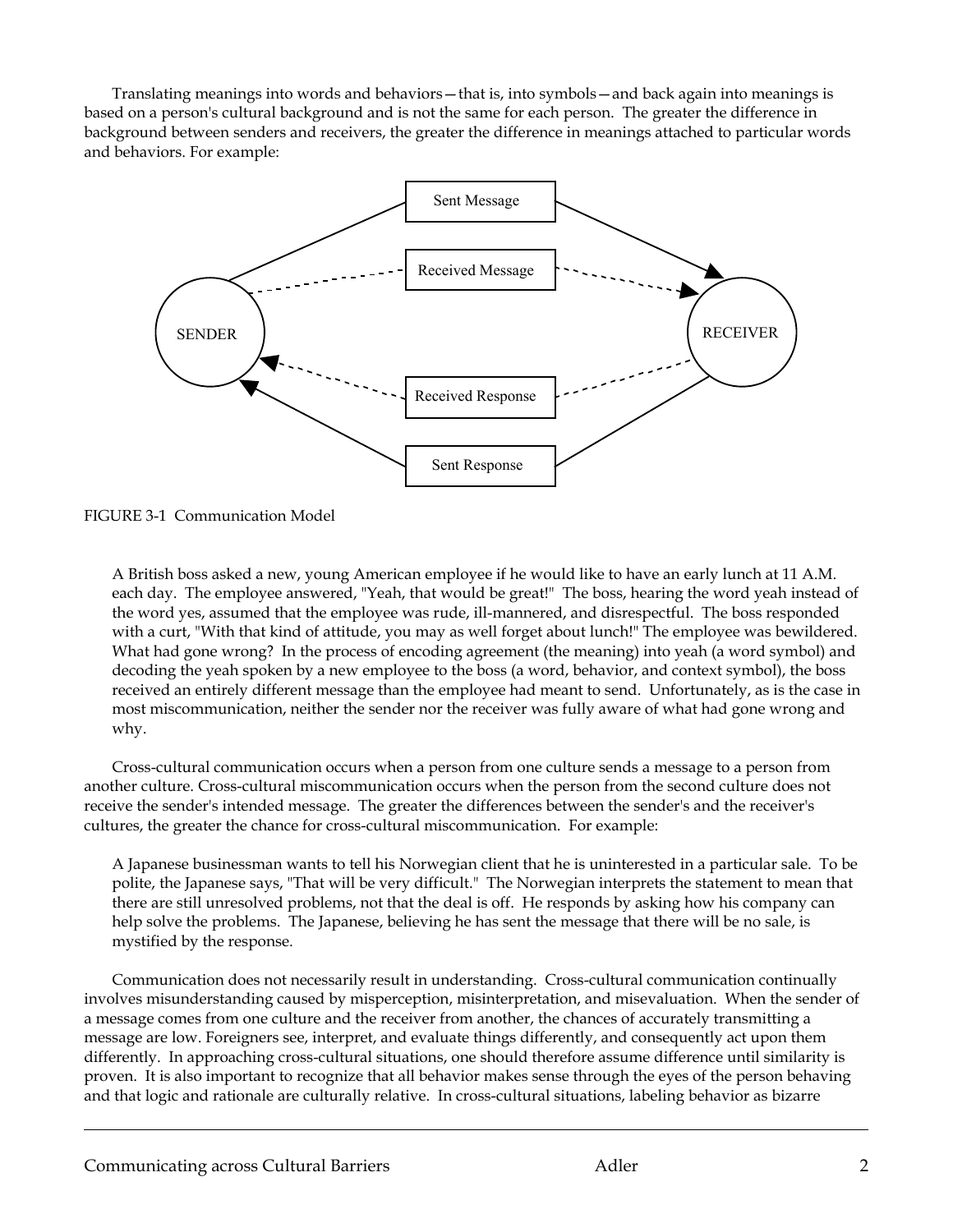Translating meanings into words and behaviors—that is, into symbols—and back again into meanings is based on a person's cultural background and is not the same for each person. The greater the difference in background between senders and receivers, the greater the difference in meanings attached to particular words and behaviors. For example:

FIGURE 3-1 Communication Model

> A British boss asked a new, young American employee if he would like to have an early lunch at 11 A.M. each day. The employee answered, "Yeah, that would be great!" The boss, hearing the word yeah instead of the word yes, assumed that the employee was rude, ill-mannered, and disrespectful. The boss responded with a curt, "With that kind of attitude, you may as well forget about lunch!" The employee was bewildered. What had gone wrong? In the process of encoding agreement (the meaning) into yeah (a word symbol) and decoding the yeah spoken by a new employee to the boss (a word, behavior, and context symbol), the boss received an entirely different message than the employee had meant to send. Unfortunately, as is the case in most miscommunication, neither the sender nor the receiver was fully aware of what had gone wrong and why.

Cross-cultural communication occurs when a person from one culture sends a message to a person from another culture. Cross-cultural miscommunication occurs when the person from the second culture does not receive the sender's intended message. The greater the differences between the sender's and the receiver's cultures, the greater the chance for cross-cultural miscommunication. For example:

> A Japanese businessman wants to tell his Norwegian client that he is uninterested in a particular sale. To be polite, the Japanese says, "That will be very difficult." The Norwegian interprets the statement to mean that there are still unresolved problems, not that the deal is off. He responds by asking how his company can help solve the problems. The Japanese, believing he has sent the message that there will be no sale, is mystified by the response.

Communication does not necessarily result in understanding. Cross-cultural communication continually involves misunderstanding caused by misperception, misinterpretation, and misevaluation. When the sender of a message comes from one culture and the receiver from another, the chances of accurately transmitting a message are low. Foreigners see, interpret, and evaluate things differently, and consequently act upon them differently. In approaching cross-cultural situations, one should therefore assume difference until similarity is proven. It is also important to recognize that all behavior makes sense through the eyes of the person behaving and that logic and rationale are culturally relative. In cross-cultural situations, labeling behavior as bizarre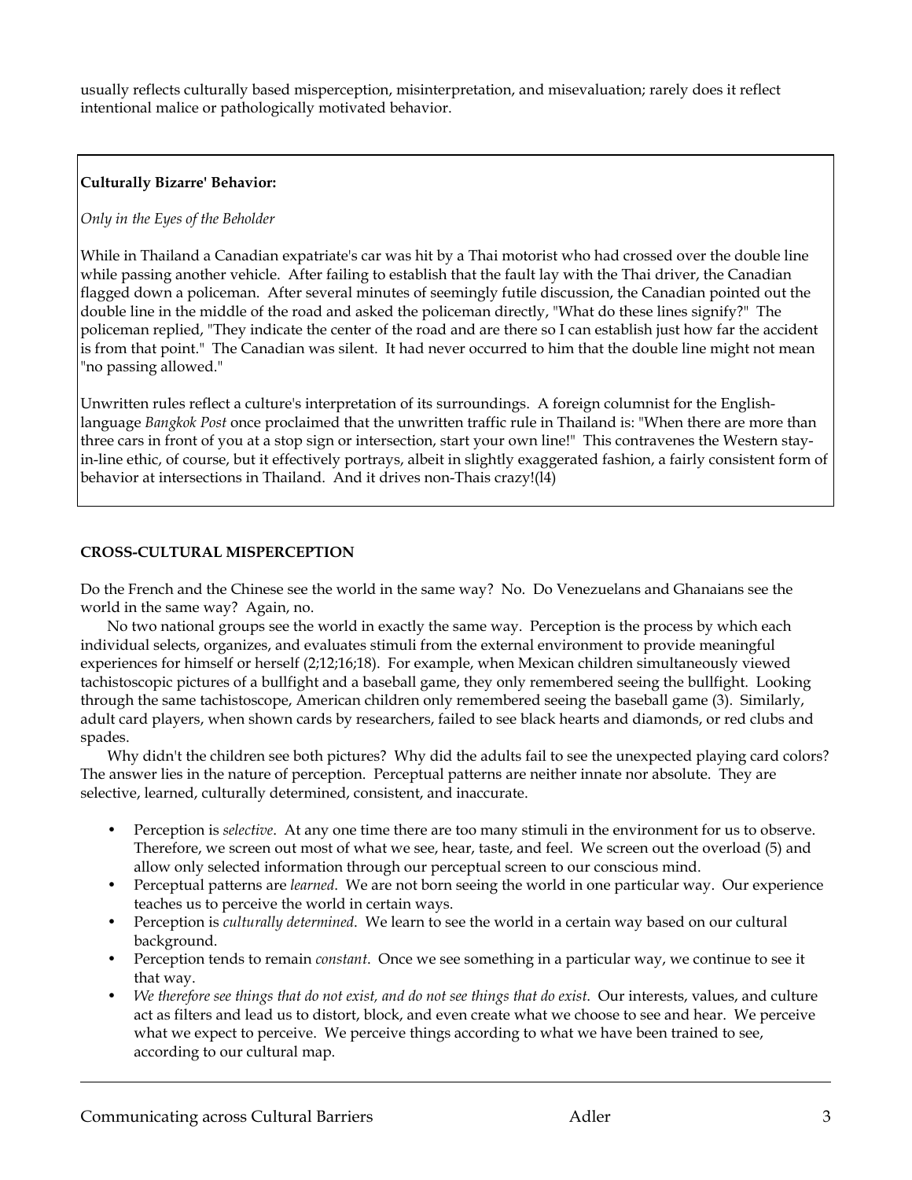usually reflects culturally based misperception, misinterpretation, and misevaluation; rarely does it reflect intentional malice or pathologically motivated behavior.

**Culturally Bizarre' Behavior:**

*Only in the Eyes of the Beholder*

While in Thailand a Canadian expatriate's car was hit by a Thai motorist who had crossed over the double line while passing another vehicle. After failing to establish that the fault lay with the Thai driver, the Canadian flagged down a policeman. After several minutes of seemingly futile discussion, the Canadian pointed out the double line in the middle of the road and asked the policeman directly, "What do these lines signify?" The policeman replied, "They indicate the center of the road and are there so I can establish just how far the accident is from that point." The Canadian was silent. It had never occurred to him that the double line might not mean "no passing allowed."

Unwritten rules reflect a culture's interpretation of its surroundings. A foreign columnist for the English-language *Bangkok Post* once proclaimed that the unwritten traffic rule in Thailand is: "When there are more than three cars in front of you at a stop sign or intersection, start your own line!" This contravenes the Western stay-in-line ethic, of course, but it effectively portrays, albeit in slightly exaggerated fashion, a fairly consistent form of behavior at intersections in Thailand. And it drives non-Thais crazy!(l4)

**CROSS-CULTURAL MISPERCEPTION**

Do the French and the Chinese see the world in the same way? No. Do Venezuelans and Ghanaians see the world in the same way? Again, no.

No two national groups see the world in exactly the same way. Perception is the process by which each individual selects, organizes, and evaluates stimuli from the external environment to provide meaningful experiences for himself or herself (2;12;16;18). For example, when Mexican children simultaneously viewed tachistoscopic pictures of a bullfight and a baseball game, they only remembered seeing the bullfight. Looking through the same tachistoscope, American children only remembered seeing the baseball game (3). Similarly, adult card players, when shown cards by researchers, failed to see black hearts and diamonds, or red clubs and spades.

Why didn't the children see both pictures? Why did the adults fail to see the unexpected playing card colors? The answer lies in the nature of perception. Perceptual patterns are neither innate nor absolute. They are selective, learned, culturally determined, consistent, and inaccurate.

- Perception is *selective*. At any one time there are too many stimuli in the environment for us to observe. Therefore, we screen out most of what we see, hear, taste, and feel. We screen out the overload (5) and allow only selected information through our perceptual screen to our conscious mind.
- Perceptual patterns are *learned*. We are not born seeing the world in one particular way. Our experience teaches us to perceive the world in certain ways.
- Perception is *culturally determined*. We learn to see the world in a certain way based on our cultural background.
- Perception tends to remain *constant*. Once we see something in a particular way, we continue to see it that way.
- *We therefore see things that do not exist, and do not see things that do exist*. Our interests, values, and culture act as filters and lead us to distort, block, and even create what we choose to see and hear. We perceive what we expect to perceive. We perceive things according to what we have been trained to see, according to our cultural map.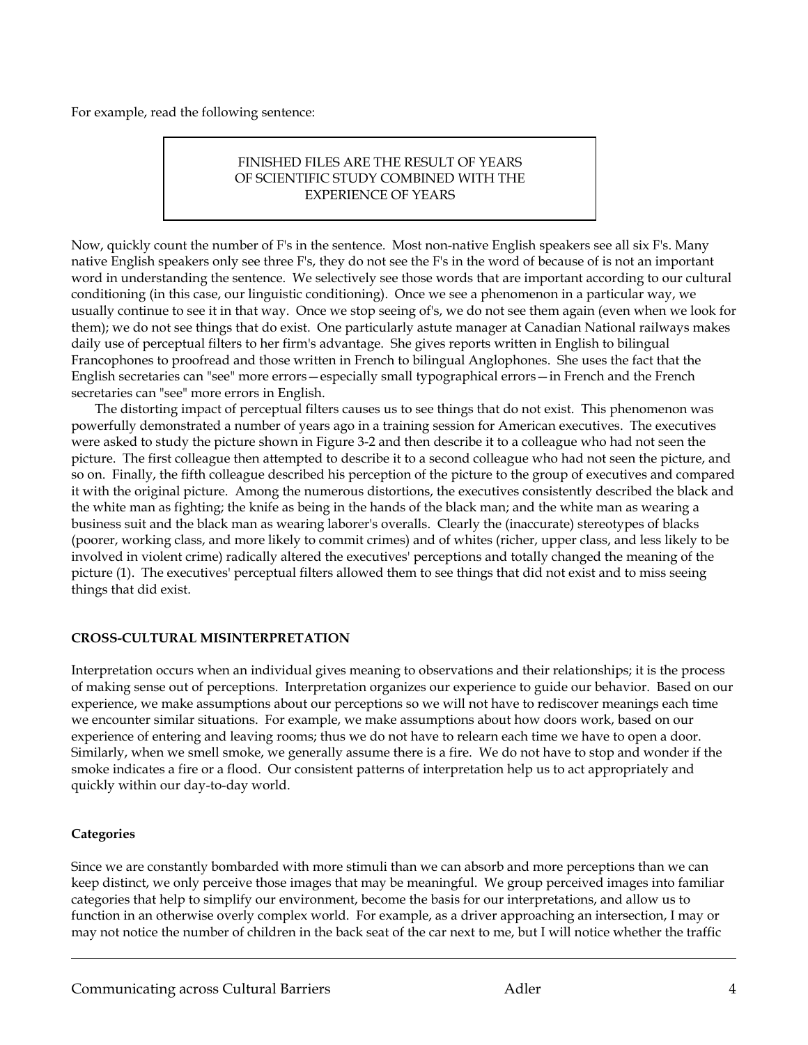For example, read the following sentence:

> FINISHED FILES ARE THE RESULT OF YEARS
> OF SCIENTIFIC STUDY COMBINED WITH THE
> EXPERIENCE OF YEARS

Now, quickly count the number of F's in the sentence. Most non-native English speakers see all six F's. Many native English speakers only see three F's, they do not see the F's in the word of because of is not an important word in understanding the sentence. We selectively see those words that are important according to our cultural conditioning (in this case, our linguistic conditioning). Once we see a phenomenon in a particular way, we usually continue to see it in that way. Once we stop seeing of's, we do not see them again (even when we look for them); we do not see things that do exist. One particularly astute manager at Canadian National railways makes daily use of perceptual filters to her firm's advantage. She gives reports written in English to bilingual Francophones to proofread and those written in French to bilingual Anglophones. She uses the fact that the English secretaries can "see" more errors—especially small typographical errors—in French and the French secretaries can "see" more errors in English.

The distorting impact of perceptual filters causes us to see things that do not exist. This phenomenon was powerfully demonstrated a number of years ago in a training session for American executives. The executives were asked to study the picture shown in Figure 3-2 and then describe it to a colleague who had not seen the picture. The first colleague then attempted to describe it to a second colleague who had not seen the picture, and so on. Finally, the fifth colleague described his perception of the picture to the group of executives and compared it with the original picture. Among the numerous distortions, the executives consistently described the black and the white man as fighting; the knife as being in the hands of the black man; and the white man as wearing a business suit and the black man as wearing laborer's overalls. Clearly the (inaccurate) stereotypes of blacks (poorer, working class, and more likely to commit crimes) and of whites (richer, upper class, and less likely to be involved in violent crime) radically altered the executives' perceptions and totally changed the meaning of the picture (1). The executives' perceptual filters allowed them to see things that did not exist and to miss seeing things that did exist.

## CROSS-CULTURAL MISINTERPRETATION

Interpretation occurs when an individual gives meaning to observations and their relationships; it is the process of making sense out of perceptions. Interpretation organizes our experience to guide our behavior. Based on our experience, we make assumptions about our perceptions so we will not have to rediscover meanings each time we encounter similar situations. For example, we make assumptions about how doors work, based on our experience of entering and leaving rooms; thus we do not have to relearn each time we have to open a door. Similarly, when we smell smoke, we generally assume there is a fire. We do not have to stop and wonder if the smoke indicates a fire or a flood. Our consistent patterns of interpretation help us to act appropriately and quickly within our day-to-day world.

### Categories

Since we are constantly bombarded with more stimuli than we can absorb and more perceptions than we can keep distinct, we only perceive those images that may be meaningful. We group perceived images into familiar categories that help to simplify our environment, become the basis for our interpretations, and allow us to function in an otherwise overly complex world. For example, as a driver approaching an intersection, I may or may not notice the number of children in the back seat of the car next to me, but I will notice whether the traffic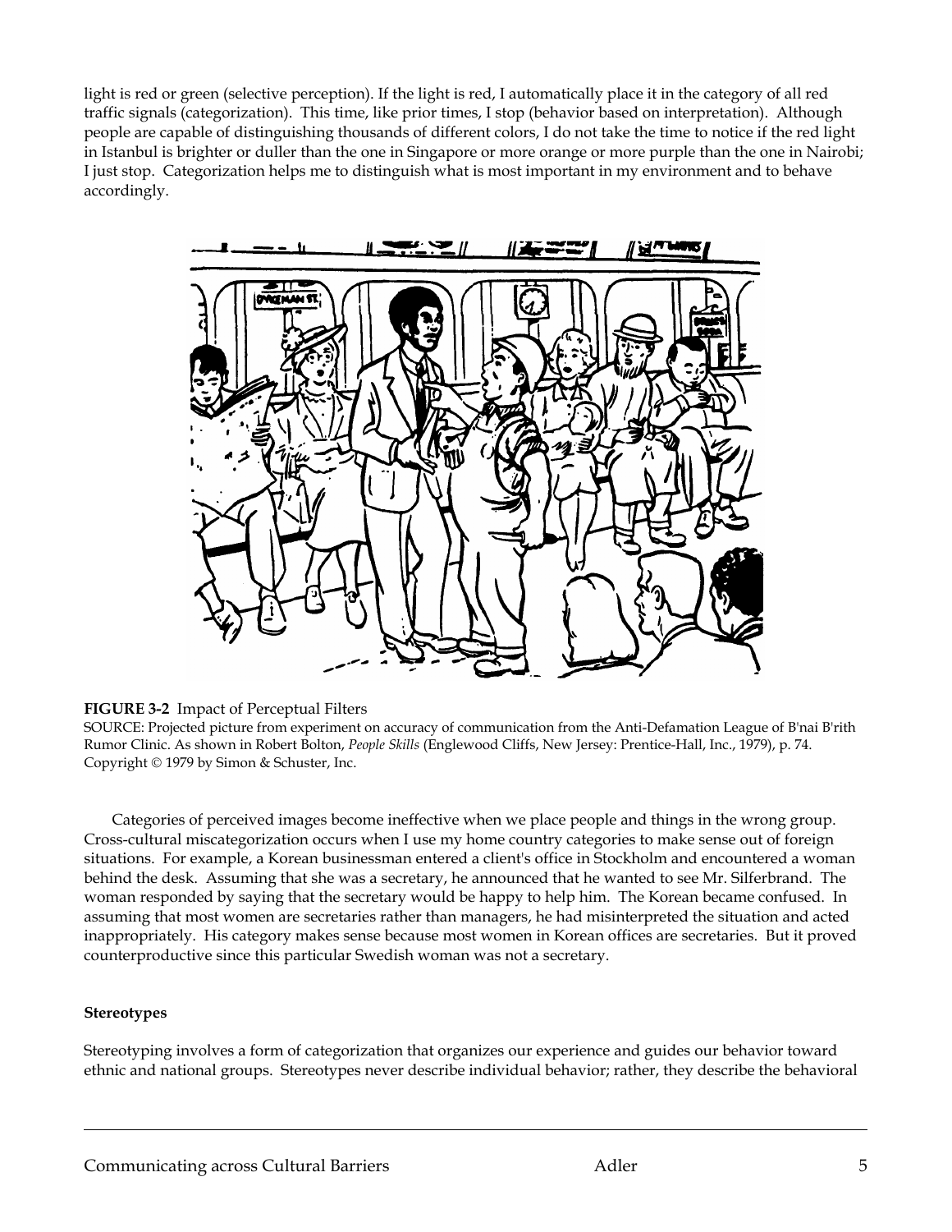light is red or green (selective perception). If the light is red, I automatically place it in the category of all red traffic signals (categorization). This time, like prior times, I stop (behavior based on interpretation). Although people are capable of distinguishing thousands of different colors, I do not take the time to notice if the red light in Istanbul is brighter or duller than the one in Singapore or more orange or more purple than the one in Nairobi; I just stop. Categorization helps me to distinguish what is most important in my environment and to behave accordingly.

**FIGURE 3-2** Impact of Perceptual Filters

SOURCE: Projected picture from experiment on accuracy of communication from the Anti-Defamation League of B'nai B'rith Rumor Clinic. As shown in Robert Bolton, *People Skills* (Englewood Cliffs, New Jersey: Prentice-Hall, Inc., 1979), p. 74. Copyright © 1979 by Simon & Schuster, Inc.

Categories of perceived images become ineffective when we place people and things in the wrong group. Cross-cultural miscategorization occurs when I use my home country categories to make sense out of foreign situations. For example, a Korean businessman entered a client's office in Stockholm and encountered a woman behind the desk. Assuming that she was a secretary, he announced that he wanted to see Mr. Silferbrand. The woman responded by saying that the secretary would be happy to help him. The Korean became confused. In assuming that most women are secretaries rather than managers, he had misinterpreted the situation and acted inappropriately. His category makes sense because most women in Korean offices are secretaries. But it proved counterproductive since this particular Swedish woman was not a secretary.

**Stereotypes**

Stereotyping involves a form of categorization that organizes our experience and guides our behavior toward ethnic and national groups. Stereotypes never describe individual behavior; rather, they describe the behavioral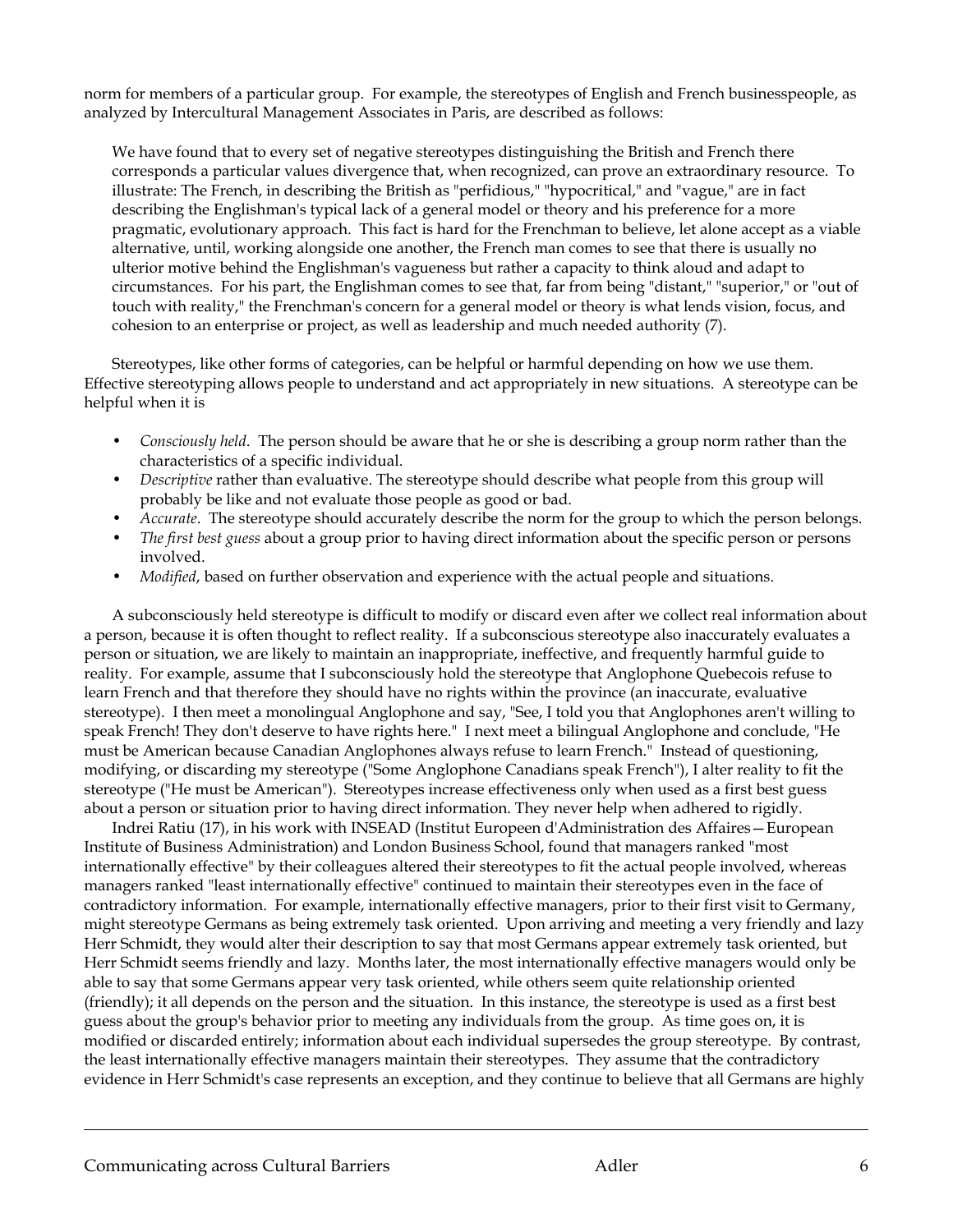norm for members of a particular group. For example, the stereotypes of English and French businesspeople, as analyzed by Intercultural Management Associates in Paris, are described as follows:

> We have found that to every set of negative stereotypes distinguishing the British and French there corresponds a particular values divergence that, when recognized, can prove an extraordinary resource. To illustrate: The French, in describing the British as "perfidious," "hypocritical," and "vague," are in fact describing the Englishman's typical lack of a general model or theory and his preference for a more pragmatic, evolutionary approach. This fact is hard for the Frenchman to believe, let alone accept as a viable alternative, until, working alongside one another, the French man comes to see that there is usually no ulterior motive behind the Englishman's vagueness but rather a capacity to think aloud and adapt to circumstances. For his part, the Englishman comes to see that, far from being "distant," "superior," or "out of touch with reality," the Frenchman's concern for a general model or theory is what lends vision, focus, and cohesion to an enterprise or project, as well as leadership and much needed authority (7).

Stereotypes, like other forms of categories, can be helpful or harmful depending on how we use them. Effective stereotyping allows people to understand and act appropriately in new situations. A stereotype can be helpful when it is

- *Consciously held*. The person should be aware that he or she is describing a group norm rather than the characteristics of a specific individual.
- *Descriptive* rather than evaluative. The stereotype should describe what people from this group will probably be like and not evaluate those people as good or bad.
- *Accurate*. The stereotype should accurately describe the norm for the group to which the person belongs.
- *The first best guess* about a group prior to having direct information about the specific person or persons involved.
- *Modified*, based on further observation and experience with the actual people and situations.

A subconsciously held stereotype is difficult to modify or discard even after we collect real information about a person, because it is often thought to reflect reality. If a subconscious stereotype also inaccurately evaluates a person or situation, we are likely to maintain an inappropriate, ineffective, and frequently harmful guide to reality. For example, assume that I subconsciously hold the stereotype that Anglophone Quebecois refuse to learn French and that therefore they should have no rights within the province (an inaccurate, evaluative stereotype). I then meet a monolingual Anglophone and say, "See, I told you that Anglophones aren't willing to speak French! They don't deserve to have rights here." I next meet a bilingual Anglophone and conclude, "He must be American because Canadian Anglophones always refuse to learn French." Instead of questioning, modifying, or discarding my stereotype ("Some Anglophone Canadians speak French"), I alter reality to fit the stereotype ("He must be American"). Stereotypes increase effectiveness only when used as a first best guess about a person or situation prior to having direct information. They never help when adhered to rigidly.

Indrei Ratiu (17), in his work with INSEAD (Institut Europeen d'Administration des Affaires—European Institute of Business Administration) and London Business School, found that managers ranked "most internationally effective" by their colleagues altered their stereotypes to fit the actual people involved, whereas managers ranked "least internationally effective" continued to maintain their stereotypes even in the face of contradictory information. For example, internationally effective managers, prior to their first visit to Germany, might stereotype Germans as being extremely task oriented. Upon arriving and meeting a very friendly and lazy Herr Schmidt, they would alter their description to say that most Germans appear extremely task oriented, but Herr Schmidt seems friendly and lazy. Months later, the most internationally effective managers would only be able to say that some Germans appear very task oriented, while others seem quite relationship oriented (friendly); it all depends on the person and the situation. In this instance, the stereotype is used as a first best guess about the group's behavior prior to meeting any individuals from the group. As time goes on, it is modified or discarded entirely; information about each individual supersedes the group stereotype. By contrast, the least internationally effective managers maintain their stereotypes. They assume that the contradictory evidence in Herr Schmidt's case represents an exception, and they continue to believe that all Germans are highly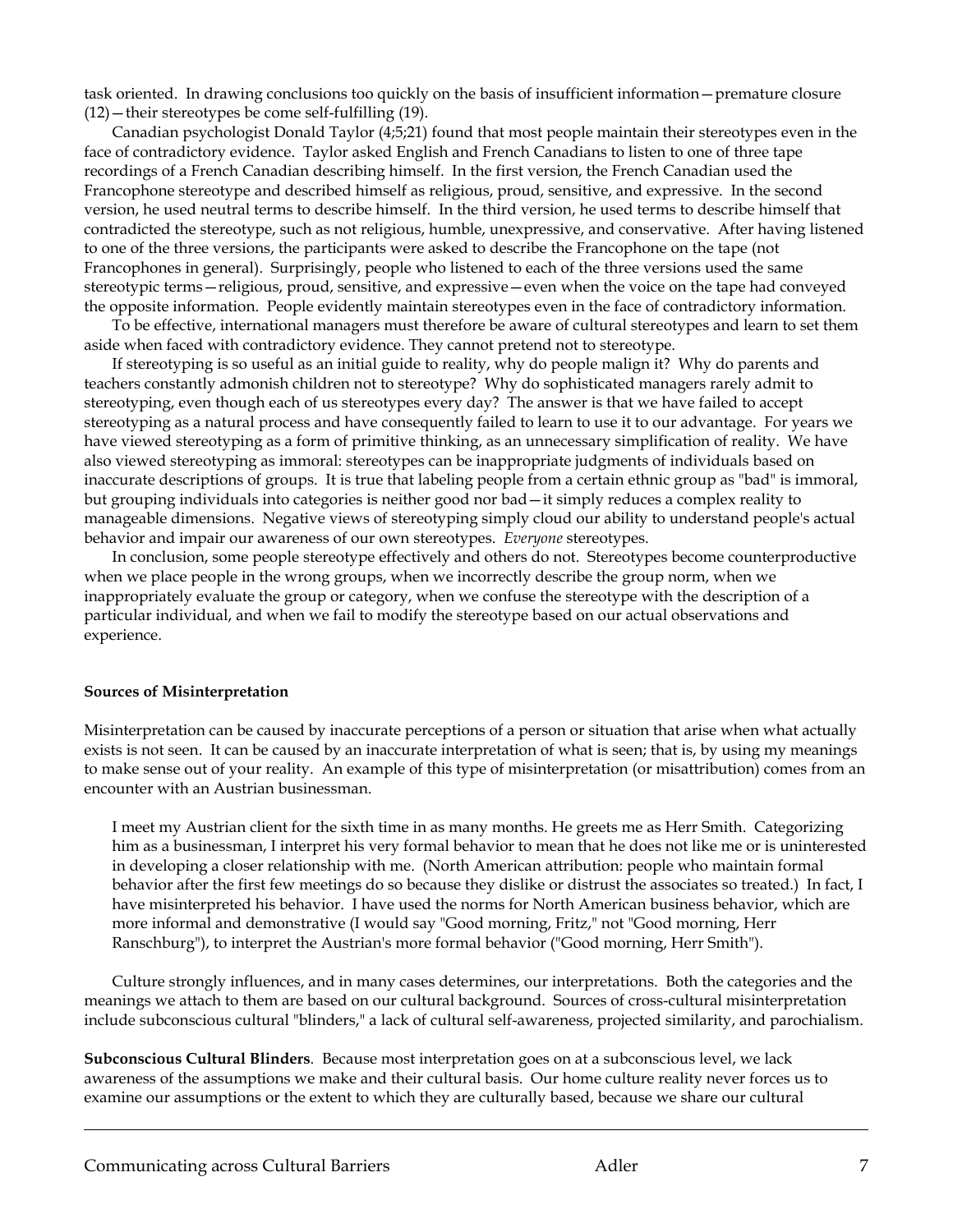task oriented. In drawing conclusions too quickly on the basis of insufficient information—premature closure (12)—their stereotypes be come self-fulfilling (19).

Canadian psychologist Donald Taylor (4;5;21) found that most people maintain their stereotypes even in the face of contradictory evidence. Taylor asked English and French Canadians to listen to one of three tape recordings of a French Canadian describing himself. In the first version, the French Canadian used the Francophone stereotype and described himself as religious, proud, sensitive, and expressive. In the second version, he used neutral terms to describe himself. In the third version, he used terms to describe himself that contradicted the stereotype, such as not religious, humble, unexpressive, and conservative. After having listened to one of the three versions, the participants were asked to describe the Francophone on the tape (not Francophones in general). Surprisingly, people who listened to each of the three versions used the same stereotypic terms—religious, proud, sensitive, and expressive—even when the voice on the tape had conveyed the opposite information. People evidently maintain stereotypes even in the face of contradictory information.

To be effective, international managers must therefore be aware of cultural stereotypes and learn to set them aside when faced with contradictory evidence. They cannot pretend not to stereotype.

If stereotyping is so useful as an initial guide to reality, why do people malign it? Why do parents and teachers constantly admonish children not to stereotype? Why do sophisticated managers rarely admit to stereotyping, even though each of us stereotypes every day? The answer is that we have failed to accept stereotyping as a natural process and have consequently failed to learn to use it to our advantage. For years we have viewed stereotyping as a form of primitive thinking, as an unnecessary simplification of reality. We have also viewed stereotyping as immoral: stereotypes can be inappropriate judgments of individuals based on inaccurate descriptions of groups. It is true that labeling people from a certain ethnic group as "bad" is immoral, but grouping individuals into categories is neither good nor bad—it simply reduces a complex reality to manageable dimensions. Negative views of stereotyping simply cloud our ability to understand people's actual behavior and impair our awareness of our own stereotypes. *Everyone* stereotypes.

In conclusion, some people stereotype effectively and others do not. Stereotypes become counterproductive when we place people in the wrong groups, when we incorrectly describe the group norm, when we inappropriately evaluate the group or category, when we confuse the stereotype with the description of a particular individual, and when we fail to modify the stereotype based on our actual observations and experience.

### Sources of Misinterpretation

Misinterpretation can be caused by inaccurate perceptions of a person or situation that arise when what actually exists is not seen. It can be caused by an inaccurate interpretation of what is seen; that is, by using my meanings to make sense out of your reality. An example of this type of misinterpretation (or misattribution) comes from an encounter with an Austrian businessman.

> I meet my Austrian client for the sixth time in as many months. He greets me as Herr Smith. Categorizing him as a businessman, I interpret his very formal behavior to mean that he does not like me or is uninterested in developing a closer relationship with me. (North American attribution: people who maintain formal behavior after the first few meetings do so because they dislike or distrust the associates so treated.) In fact, I have misinterpreted his behavior. I have used the norms for North American business behavior, which are more informal and demonstrative (I would say "Good morning, Fritz," not "Good morning, Herr Ranschburg"), to interpret the Austrian's more formal behavior ("Good morning, Herr Smith").

Culture strongly influences, and in many cases determines, our interpretations. Both the categories and the meanings we attach to them are based on our cultural background. Sources of cross-cultural misinterpretation include subconscious cultural "blinders," a lack of cultural self-awareness, projected similarity, and parochialism.

**Subconscious Cultural Blinders**. Because most interpretation goes on at a subconscious level, we lack awareness of the assumptions we make and their cultural basis. Our home culture reality never forces us to examine our assumptions or the extent to which they are culturally based, because we share our cultural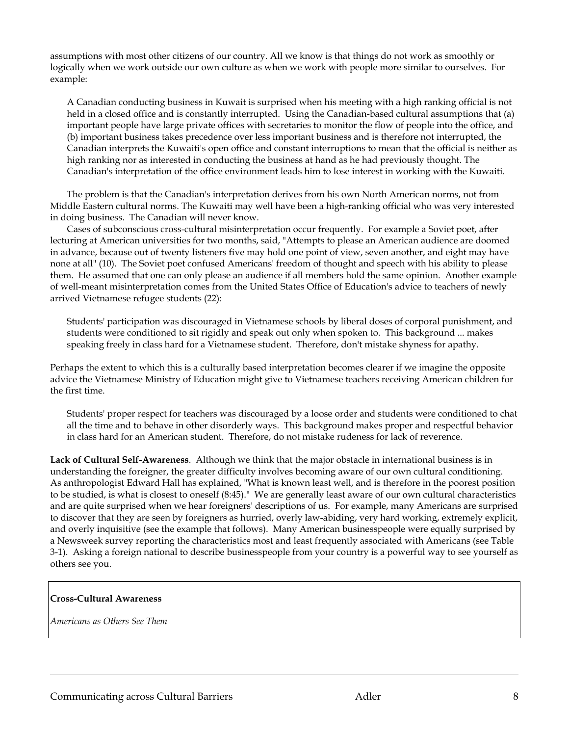assumptions with most other citizens of our country. All we know is that things do not work as smoothly or logically when we work outside our own culture as when we work with people more similar to ourselves. For example:

> A Canadian conducting business in Kuwait is surprised when his meeting with a high ranking official is not held in a closed office and is constantly interrupted. Using the Canadian-based cultural assumptions that (a) important people have large private offices with secretaries to monitor the flow of people into the office, and (b) important business takes precedence over less important business and is therefore not interrupted, the Canadian interprets the Kuwaiti's open office and constant interruptions to mean that the official is neither as high ranking nor as interested in conducting the business at hand as he had previously thought. The Canadian's interpretation of the office environment leads him to lose interest in working with the Kuwaiti.

The problem is that the Canadian's interpretation derives from his own North American norms, not from Middle Eastern cultural norms. The Kuwaiti may well have been a high-ranking official who was very interested in doing business. The Canadian will never know.

Cases of subconscious cross-cultural misinterpretation occur frequently. For example a Soviet poet, after lecturing at American universities for two months, said, "Attempts to please an American audience are doomed in advance, because out of twenty listeners five may hold one point of view, seven another, and eight may have none at all" (10). The Soviet poet confused Americans' freedom of thought and speech with his ability to please them. He assumed that one can only please an audience if all members hold the same opinion. Another example of well-meant misinterpretation comes from the United States Office of Education's advice to teachers of newly arrived Vietnamese refugee students (22):

> Students' participation was discouraged in Vietnamese schools by liberal doses of corporal punishment, and students were conditioned to sit rigidly and speak out only when spoken to. This background ... makes speaking freely in class hard for a Vietnamese student. Therefore, don't mistake shyness for apathy.

Perhaps the extent to which this is a culturally based interpretation becomes clearer if we imagine the opposite advice the Vietnamese Ministry of Education might give to Vietnamese teachers receiving American children for the first time.

> Students' proper respect for teachers was discouraged by a loose order and students were conditioned to chat all the time and to behave in other disorderly ways. This background makes proper and respectful behavior in class hard for an American student. Therefore, do not mistake rudeness for lack of reverence.

**Lack of Cultural Self-Awareness**. Although we think that the major obstacle in international business is in understanding the foreigner, the greater difficulty involves becoming aware of our own cultural conditioning. As anthropologist Edward Hall has explained, "What is known least well, and is therefore in the poorest position to be studied, is what is closest to oneself (8:45)." We are generally least aware of our own cultural characteristics and are quite surprised when we hear foreigners' descriptions of us. For example, many Americans are surprised to discover that they are seen by foreigners as hurried, overly law-abiding, very hard working, extremely explicit, and overly inquisitive (see the example that follows). Many American businesspeople were equally surprised by a Newsweek survey reporting the characteristics most and least frequently associated with Americans (see Table 3-1). Asking a foreign national to describe businesspeople from your country is a powerful way to see yourself as others see you.

**Cross-Cultural Awareness**

*Americans as Others See Them*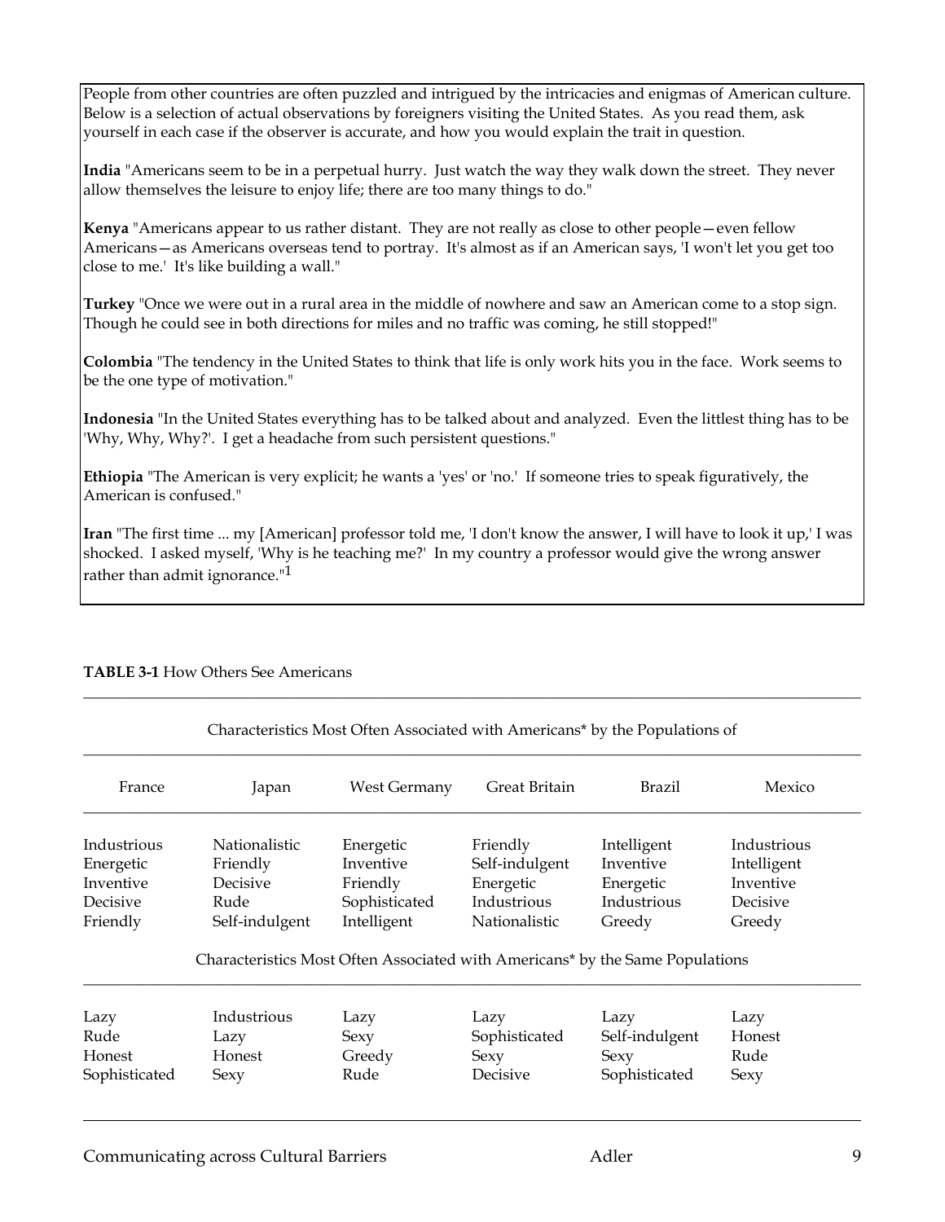People from other countries are often puzzled and intrigued by the intricacies and enigmas of American culture. Below is a selection of actual observations by foreigners visiting the United States. As you read them, ask yourself in each case if the observer is accurate, and how you would explain the trait in question.

**India** "Americans seem to be in a perpetual hurry. Just watch the way they walk down the street. They never allow themselves the leisure to enjoy life; there are too many things to do."

**Kenya** "Americans appear to us rather distant. They are not really as close to other people—even fellow Americans—as Americans overseas tend to portray. It's almost as if an American says, 'I won't let you get too close to me.' It's like building a wall."

**Turkey** "Once we were out in a rural area in the middle of nowhere and saw an American come to a stop sign. Though he could see in both directions for miles and no traffic was coming, he still stopped!"

**Colombia** "The tendency in the United States to think that life is only work hits you in the face. Work seems to be the one type of motivation."

**Indonesia** "In the United States everything has to be talked about and analyzed. Even the littlest thing has to be 'Why, Why, Why?'. I get a headache from such persistent questions."

**Ethiopia** "The American is very explicit; he wants a 'yes' or 'no.' If someone tries to speak figuratively, the American is confused."

**Iran** "The first time ... my [American] professor told me, 'I don't know the answer, I will have to look it up,' I was shocked. I asked myself, 'Why is he teaching me?' In my country a professor would give the wrong answer rather than admit ignorance."[1]

**TABLE 3-1** How Others See Americans

| Characteristics Most Often Associated with Americans* by the Populations of | | | | | |
|---|---|---|---|---|---|
| France | Japan | West Germany | Great Britain | Brazil | Mexico |
| Industrious | Nationalistic | Energetic | Friendly | Intelligent | Industrious |
| Energetic | Friendly | Inventive | Self-indulgent | Inventive | Intelligent |
| Inventive | Decisive | Friendly | Energetic | Energetic | Inventive |
| Decisive | Rude | Sophisticated | Industrious | Industrious | Decisive |
| Friendly | Self-indulgent | Intelligent | Nationalistic | Greedy | Greedy |
| Characteristics Most Often Associated with Americans* by the Same Populations | | | | | |
| Lazy | Industrious | Lazy | Lazy | Lazy | Lazy |
| Rude | Lazy | Sexy | Sophisticated | Self-indulgent | Honest |
| Honest | Honest | Greedy | Sexy | Sexy | Rude |
| Sophisticated | Sexy | Rude | Decisive | Sophisticated | Sexy |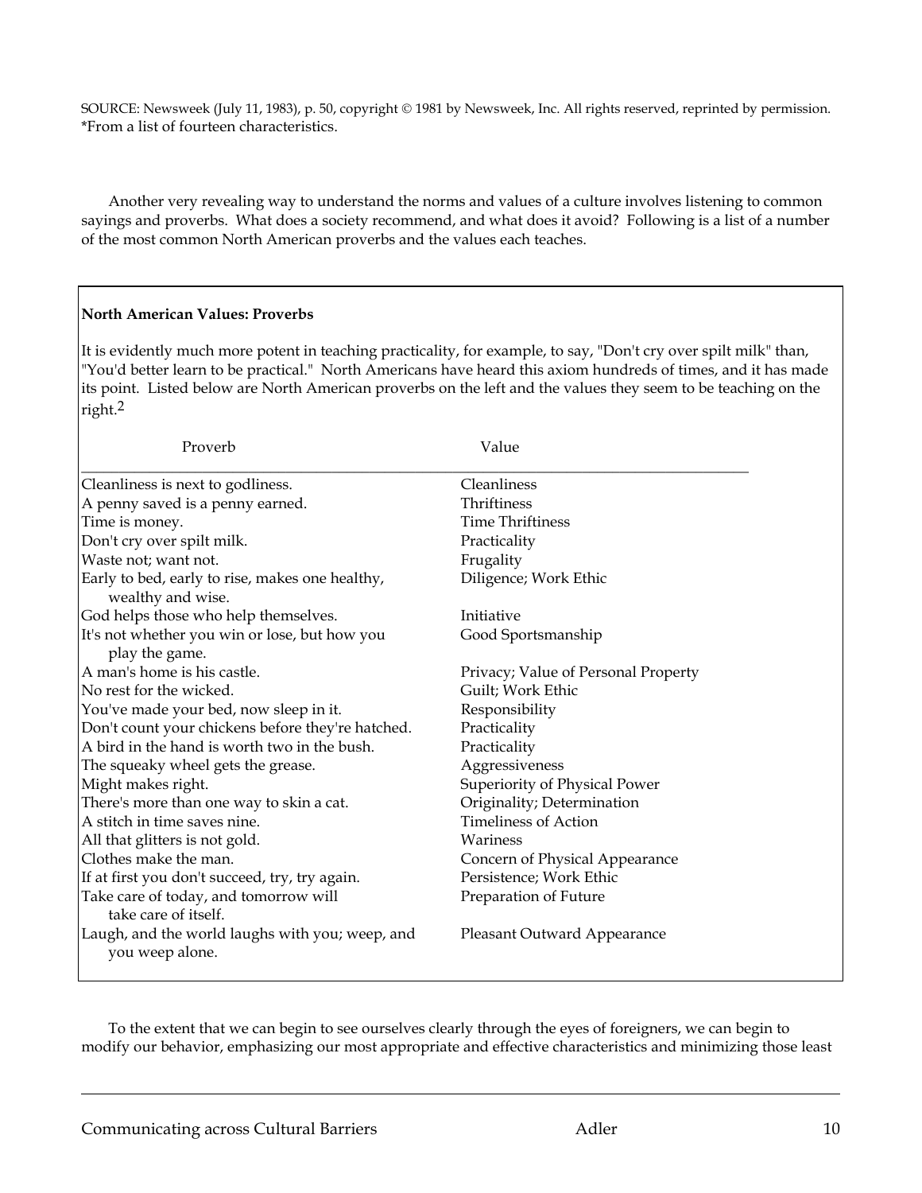SOURCE: Newsweek (July 11, 1983), p. 50, copyright © 1981 by Newsweek, Inc. All rights reserved, reprinted by permission.
*From a list of fourteen characteristics.

Another very revealing way to understand the norms and values of a culture involves listening to common sayings and proverbs. What does a society recommend, and what does it avoid? Following is a list of a number of the most common North American proverbs and the values each teaches.

**North American Values: Proverbs**

It is evidently much more potent in teaching practicality, for example, to say, "Don't cry over spilt milk" than, "You'd better learn to be practical." North Americans have heard this axiom hundreds of times, and it has made its point. Listed below are North American proverbs on the left and the values they seem to be teaching on the right.[2]

| Proverb | Value |
|---|---|
| Cleanliness is next to godliness. | Cleanliness |
| A penny saved is a penny earned. | Thriftiness |
| Time is money. | Time Thriftiness |
| Don't cry over spilt milk. | Practicality |
| Waste not; want not. | Frugality |
| Early to bed, early to rise, makes one healthy, wealthy and wise. | Diligence; Work Ethic |
| God helps those who help themselves. | Initiative |
| It's not whether you win or lose, but how you play the game. | Good Sportsmanship |
| A man's home is his castle. | Privacy; Value of Personal Property |
| No rest for the wicked. | Guilt; Work Ethic |
| You've made your bed, now sleep in it. | Responsibility |
| Don't count your chickens before they're hatched. | Practicality |
| A bird in the hand is worth two in the bush. | Practicality |
| The squeaky wheel gets the grease. | Aggressiveness |
| Might makes right. | Superiority of Physical Power |
| There's more than one way to skin a cat. | Originality; Determination |
| A stitch in time saves nine. | Timeliness of Action |
| All that glitters is not gold. | Wariness |
| Clothes make the man. | Concern of Physical Appearance |
| If at first you don't succeed, try, try again. | Persistence; Work Ethic |
| Take care of today, and tomorrow will take care of itself. | Preparation of Future |
| Laugh, and the world laughs with you; weep, and you weep alone. | Pleasant Outward Appearance |

To the extent that we can begin to see ourselves clearly through the eyes of foreigners, we can begin to modify our behavior, emphasizing our most appropriate and effective characteristics and minimizing those least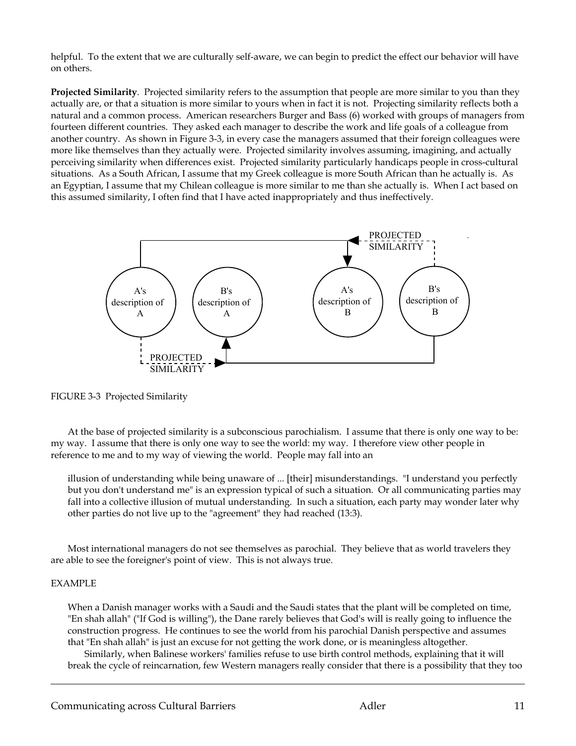helpful. To the extent that we are culturally self-aware, we can begin to predict the effect our behavior will have on others.

**Projected Similarity**. Projected similarity refers to the assumption that people are more similar to you than they actually are, or that a situation is more similar to yours when in fact it is not. Projecting similarity reflects both a natural and a common process. American researchers Burger and Bass (6) worked with groups of managers from fourteen different countries. They asked each manager to describe the work and life goals of a colleague from another country. As shown in Figure 3-3, in every case the managers assumed that their foreign colleagues were more like themselves than they actually were. Projected similarity involves assuming, imagining, and actually perceiving similarity when differences exist. Projected similarity particularly handicaps people in cross-cultural situations. As a South African, I assume that my Greek colleague is more South African than he actually is. As an Egyptian, I assume that my Chilean colleague is more similar to me than she actually is. When I act based on this assumed similarity, I often find that I have acted inappropriately and thus ineffectively.

FIGURE 3-3 Projected Similarity

At the base of projected similarity is a subconscious parochialism. I assume that there is only one way to be: my way. I assume that there is only one way to see the world: my way. I therefore view other people in reference to me and to my way of viewing the world. People may fall into an

> illusion of understanding while being unaware of ... [their] misunderstandings. "I understand you perfectly but you don't understand me" is an expression typical of such a situation. Or all communicating parties may fall into a collective illusion of mutual understanding. In such a situation, each party may wonder later why other parties do not live up to the "agreement" they had reached (13:3).

Most international managers do not see themselves as parochial. They believe that as world travelers they are able to see the foreigner's point of view. This is not always true.

EXAMPLE

> When a Danish manager works with a Saudi and the Saudi states that the plant will be completed on time, "En shah allah" ("If God is willing"), the Dane rarely believes that God's will is really going to influence the construction progress. He continues to see the world from his parochial Danish perspective and assumes that "En shah allah" is just an excuse for not getting the work done, or is meaningless altogether.
>
> Similarly, when Balinese workers' families refuse to use birth control methods, explaining that it will break the cycle of reincarnation, few Western managers really consider that there is a possibility that they too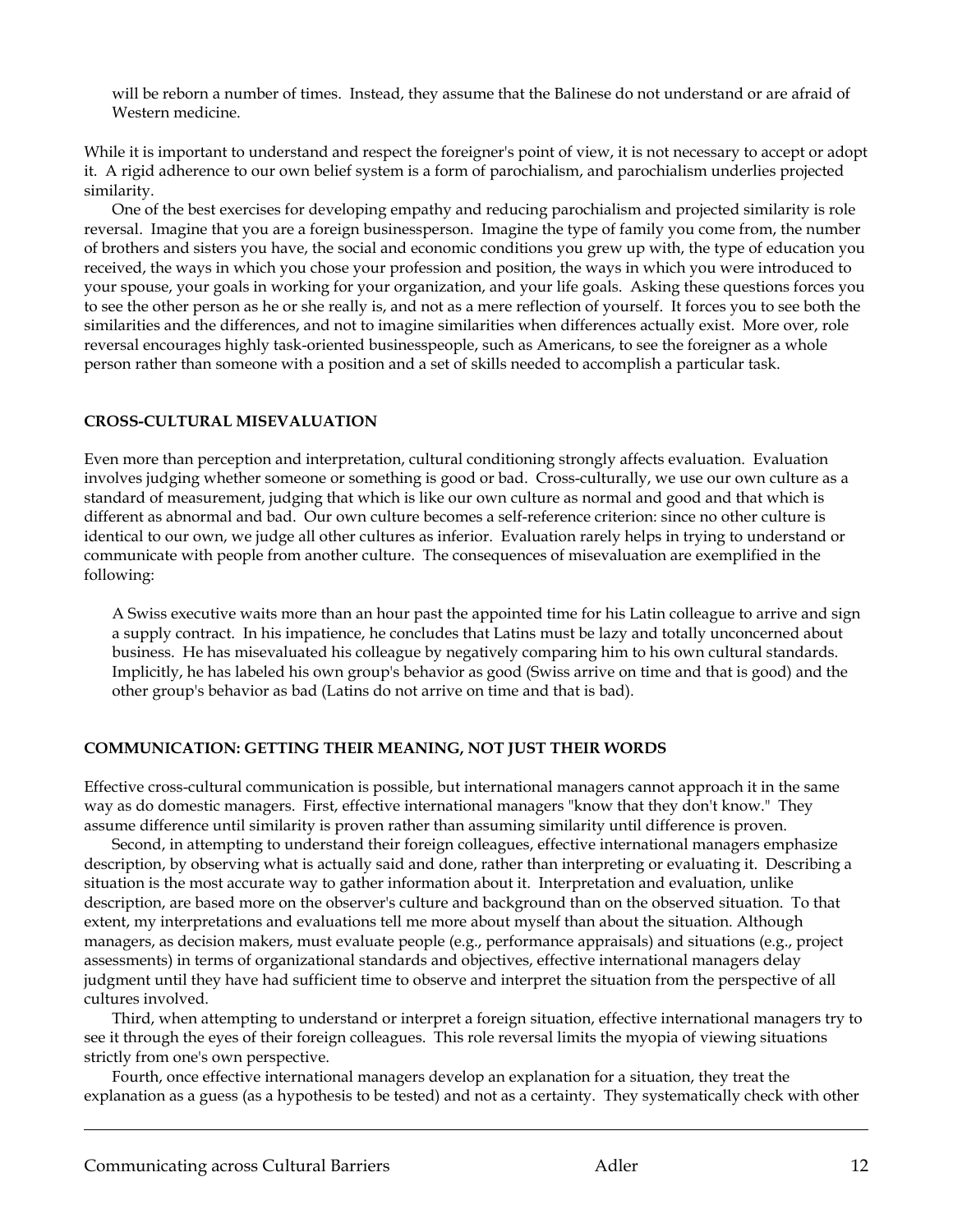will be reborn a number of times. Instead, they assume that the Balinese do not understand or are afraid of Western medicine.

While it is important to understand and respect the foreigner's point of view, it is not necessary to accept or adopt it. A rigid adherence to our own belief system is a form of parochialism, and parochialism underlies projected similarity.

One of the best exercises for developing empathy and reducing parochialism and projected similarity is role reversal. Imagine that you are a foreign businessperson. Imagine the type of family you come from, the number of brothers and sisters you have, the social and economic conditions you grew up with, the type of education you received, the ways in which you chose your profession and position, the ways in which you were introduced to your spouse, your goals in working for your organization, and your life goals. Asking these questions forces you to see the other person as he or she really is, and not as a mere reflection of yourself. It forces you to see both the similarities and the differences, and not to imagine similarities when differences actually exist. More over, role reversal encourages highly task-oriented businesspeople, such as Americans, to see the foreigner as a whole person rather than someone with a position and a set of skills needed to accomplish a particular task.

## CROSS-CULTURAL MISEVALUATION

Even more than perception and interpretation, cultural conditioning strongly affects evaluation. Evaluation involves judging whether someone or something is good or bad. Cross-culturally, we use our own culture as a standard of measurement, judging that which is like our own culture as normal and good and that which is different as abnormal and bad. Our own culture becomes a self-reference criterion: since no other culture is identical to our own, we judge all other cultures as inferior. Evaluation rarely helps in trying to understand or communicate with people from another culture. The consequences of misevaluation are exemplified in the following:

> A Swiss executive waits more than an hour past the appointed time for his Latin colleague to arrive and sign a supply contract. In his impatience, he concludes that Latins must be lazy and totally unconcerned about business. He has misevaluated his colleague by negatively comparing him to his own cultural standards. Implicitly, he has labeled his own group's behavior as good (Swiss arrive on time and that is good) and the other group's behavior as bad (Latins do not arrive on time and that is bad).

## COMMUNICATION: GETTING THEIR MEANING, NOT JUST THEIR WORDS

Effective cross-cultural communication is possible, but international managers cannot approach it in the same way as do domestic managers. First, effective international managers "know that they don't know." They assume difference until similarity is proven rather than assuming similarity until difference is proven.

Second, in attempting to understand their foreign colleagues, effective international managers emphasize description, by observing what is actually said and done, rather than interpreting or evaluating it. Describing a situation is the most accurate way to gather information about it. Interpretation and evaluation, unlike description, are based more on the observer's culture and background than on the observed situation. To that extent, my interpretations and evaluations tell me more about myself than about the situation. Although managers, as decision makers, must evaluate people (e.g., performance appraisals) and situations (e.g., project assessments) in terms of organizational standards and objectives, effective international managers delay judgment until they have had sufficient time to observe and interpret the situation from the perspective of all cultures involved.

Third, when attempting to understand or interpret a foreign situation, effective international managers try to see it through the eyes of their foreign colleagues. This role reversal limits the myopia of viewing situations strictly from one's own perspective.

Fourth, once effective international managers develop an explanation for a situation, they treat the explanation as a guess (as a hypothesis to be tested) and not as a certainty. They systematically check with other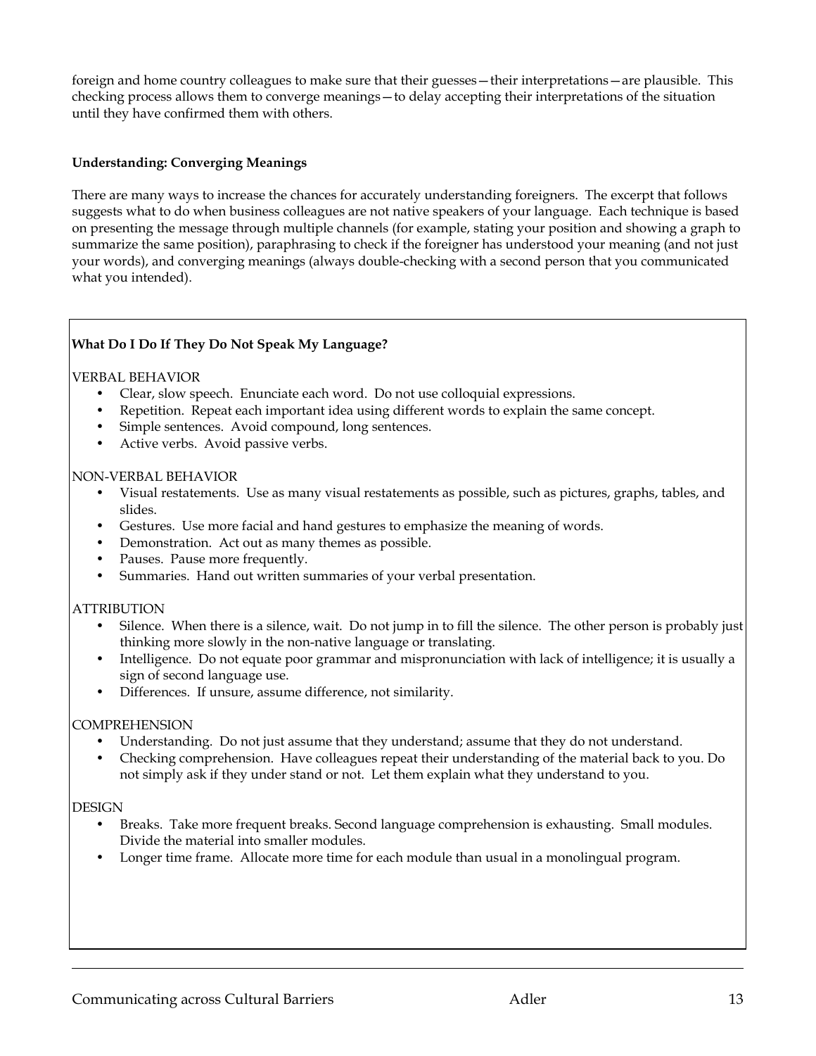foreign and home country colleagues to make sure that their guesses—their interpretations—are plausible. This checking process allows them to converge meanings—to delay accepting their interpretations of the situation until they have confirmed them with others.

**Understanding: Converging Meanings**

There are many ways to increase the chances for accurately understanding foreigners. The excerpt that follows suggests what to do when business colleagues are not native speakers of your language. Each technique is based on presenting the message through multiple channels (for example, stating your position and showing a graph to summarize the same position), paraphrasing to check if the foreigner has understood your meaning (and not just your words), and converging meanings (always double-checking with a second person that you communicated what you intended).

**What Do I Do If They Do Not Speak My Language?**

VERBAL BEHAVIOR

- Clear, slow speech. Enunciate each word. Do not use colloquial expressions.
- Repetition. Repeat each important idea using different words to explain the same concept.
- Simple sentences. Avoid compound, long sentences.
- Active verbs. Avoid passive verbs.

NON-VERBAL BEHAVIOR

- Visual restatements. Use as many visual restatements as possible, such as pictures, graphs, tables, and slides.
- Gestures. Use more facial and hand gestures to emphasize the meaning of words.
- Demonstration. Act out as many themes as possible.
- Pauses. Pause more frequently.
- Summaries. Hand out written summaries of your verbal presentation.

ATTRIBUTION

- Silence. When there is a silence, wait. Do not jump in to fill the silence. The other person is probably just thinking more slowly in the non-native language or translating.
- Intelligence. Do not equate poor grammar and mispronunciation with lack of intelligence; it is usually a sign of second language use.
- Differences. If unsure, assume difference, not similarity.

COMPREHENSION

- Understanding. Do not just assume that they understand; assume that they do not understand.
- Checking comprehension. Have colleagues repeat their understanding of the material back to you. Do not simply ask if they under stand or not. Let them explain what they understand to you.

DESIGN

- Breaks. Take more frequent breaks. Second language comprehension is exhausting. Small modules. Divide the material into smaller modules.
- Longer time frame. Allocate more time for each module than usual in a monolingual program.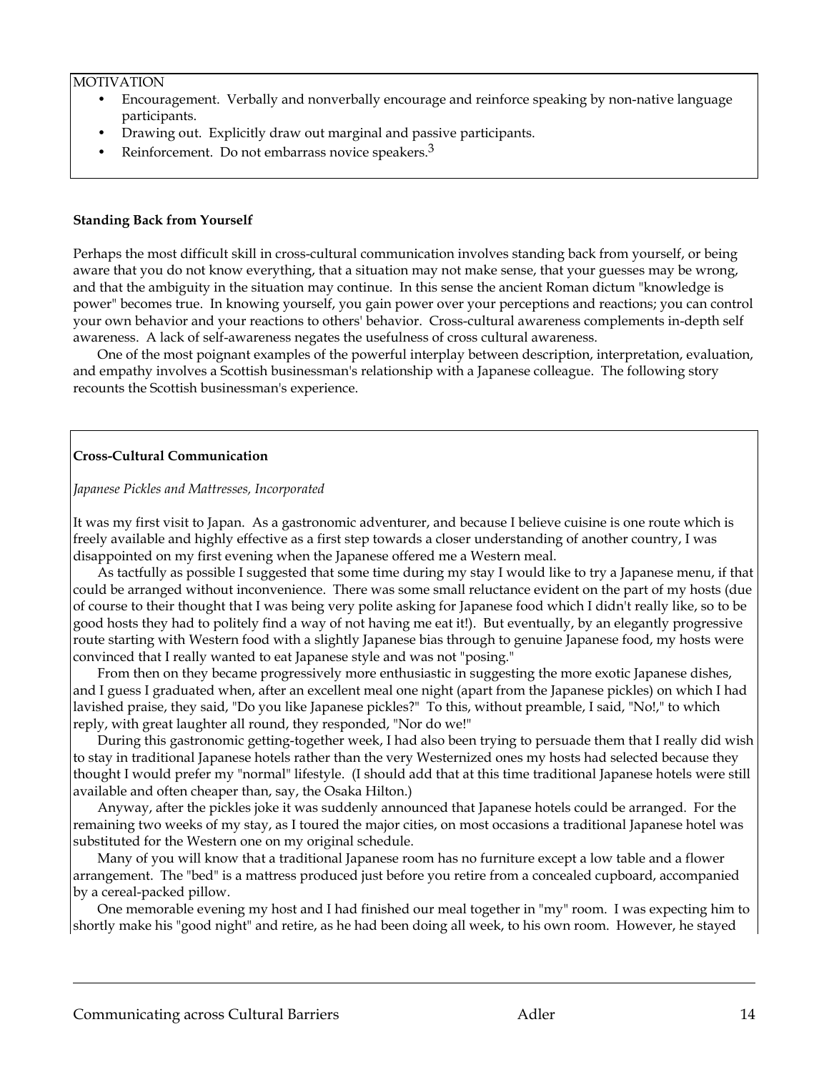MOTIVATION

- Encouragement. Verbally and nonverbally encourage and reinforce speaking by non-native language participants.
- Drawing out. Explicitly draw out marginal and passive participants.
- Reinforcement. Do not embarrass novice speakers.[3]

**Standing Back from Yourself**

Perhaps the most difficult skill in cross-cultural communication involves standing back from yourself, or being aware that you do not know everything, that a situation may not make sense, that your guesses may be wrong, and that the ambiguity in the situation may continue. In this sense the ancient Roman dictum "knowledge is power" becomes true. In knowing yourself, you gain power over your perceptions and reactions; you can control your own behavior and your reactions to others' behavior. Cross-cultural awareness complements in-depth self awareness. A lack of self-awareness negates the usefulness of cross cultural awareness.

One of the most poignant examples of the powerful interplay between description, interpretation, evaluation, and empathy involves a Scottish businessman's relationship with a Japanese colleague. The following story recounts the Scottish businessman's experience.

**Cross-Cultural Communication**

*Japanese Pickles and Mattresses, Incorporated*

It was my first visit to Japan. As a gastronomic adventurer, and because I believe cuisine is one route which is freely available and highly effective as a first step towards a closer understanding of another country, I was disappointed on my first evening when the Japanese offered me a Western meal.

As tactfully as possible I suggested that some time during my stay I would like to try a Japanese menu, if that could be arranged without inconvenience. There was some small reluctance evident on the part of my hosts (due of course to their thought that I was being very polite asking for Japanese food which I didn't really like, so to be good hosts they had to politely find a way of not having me eat it!). But eventually, by an elegantly progressive route starting with Western food with a slightly Japanese bias through to genuine Japanese food, my hosts were convinced that I really wanted to eat Japanese style and was not "posing."

From then on they became progressively more enthusiastic in suggesting the more exotic Japanese dishes, and I guess I graduated when, after an excellent meal one night (apart from the Japanese pickles) on which I had lavished praise, they said, "Do you like Japanese pickles?" To this, without preamble, I said, "No!," to which reply, with great laughter all round, they responded, "Nor do we!"

During this gastronomic getting-together week, I had also been trying to persuade them that I really did wish to stay in traditional Japanese hotels rather than the very Westernized ones my hosts had selected because they thought I would prefer my "normal" lifestyle. (I should add that at this time traditional Japanese hotels were still available and often cheaper than, say, the Osaka Hilton.)

Anyway, after the pickles joke it was suddenly announced that Japanese hotels could be arranged. For the remaining two weeks of my stay, as I toured the major cities, on most occasions a traditional Japanese hotel was substituted for the Western one on my original schedule.

Many of you will know that a traditional Japanese room has no furniture except a low table and a flower arrangement. The "bed" is a mattress produced just before you retire from a concealed cupboard, accompanied by a cereal-packed pillow.

One memorable evening my host and I had finished our meal together in "my" room. I was expecting him to shortly make his "good night" and retire, as he had been doing all week, to his own room. However, he stayed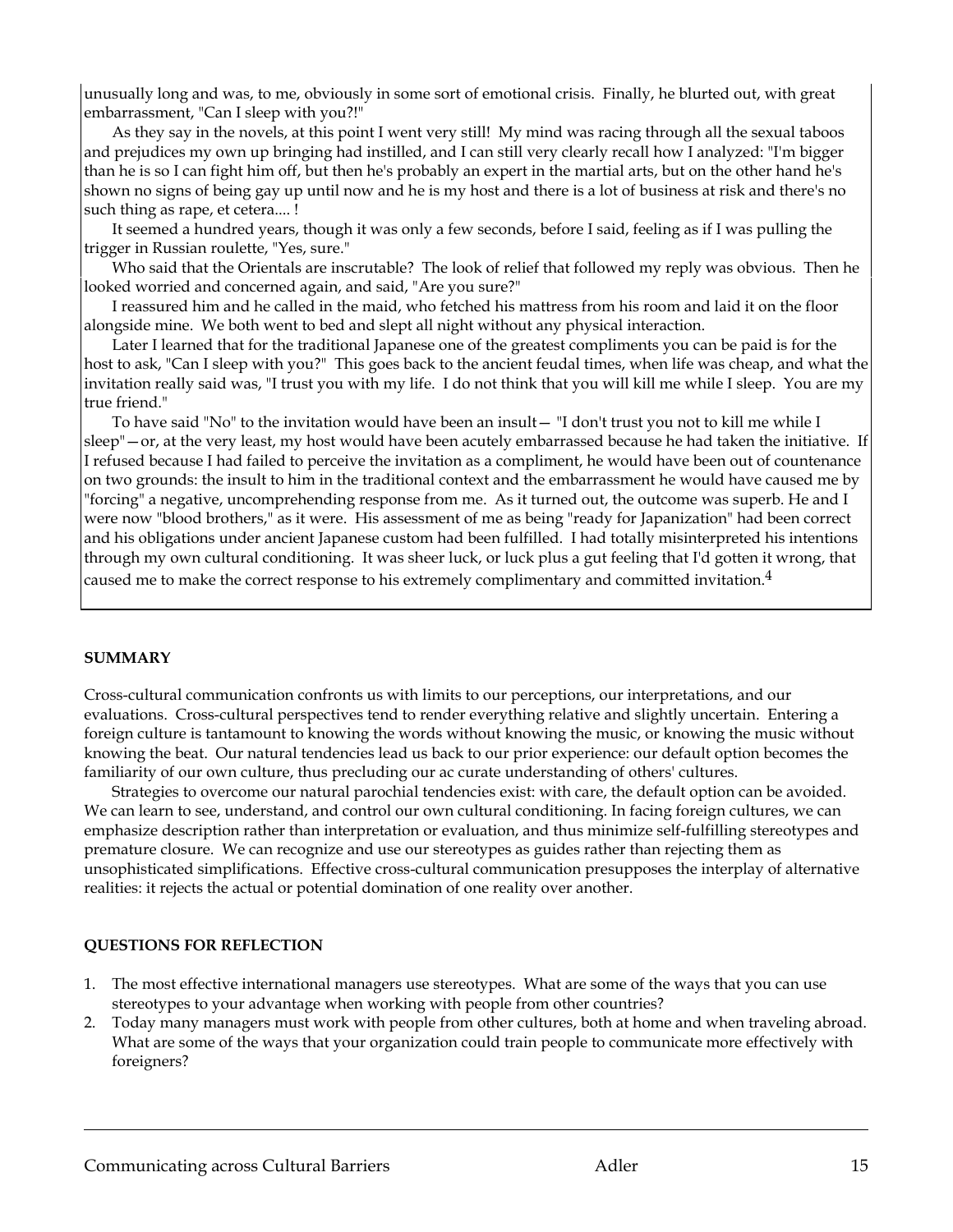unusually long and was, to me, obviously in some sort of emotional crisis. Finally, he blurted out, with great embarrassment, "Can I sleep with you?!"

As they say in the novels, at this point I went very still! My mind was racing through all the sexual taboos and prejudices my own up bringing had instilled, and I can still very clearly recall how I analyzed: "I'm bigger than he is so I can fight him off, but then he's probably an expert in the martial arts, but on the other hand he's shown no signs of being gay up until now and he is my host and there is a lot of business at risk and there's no such thing as rape, et cetera.... !

It seemed a hundred years, though it was only a few seconds, before I said, feeling as if I was pulling the trigger in Russian roulette, "Yes, sure."

Who said that the Orientals are inscrutable? The look of relief that followed my reply was obvious. Then he looked worried and concerned again, and said, "Are you sure?"

I reassured him and he called in the maid, who fetched his mattress from his room and laid it on the floor alongside mine. We both went to bed and slept all night without any physical interaction.

Later I learned that for the traditional Japanese one of the greatest compliments you can be paid is for the host to ask, "Can I sleep with you?" This goes back to the ancient feudal times, when life was cheap, and what the invitation really said was, "I trust you with my life. I do not think that you will kill me while I sleep. You are my true friend."

To have said "No" to the invitation would have been an insult— "I don't trust you not to kill me while I sleep"—or, at the very least, my host would have been acutely embarrassed because he had taken the initiative. If I refused because I had failed to perceive the invitation as a compliment, he would have been out of countenance on two grounds: the insult to him in the traditional context and the embarrassment he would have caused me by "forcing" a negative, uncomprehending response from me. As it turned out, the outcome was superb. He and I were now "blood brothers," as it were. His assessment of me as being "ready for Japanization" had been correct and his obligations under ancient Japanese custom had been fulfilled. I had totally misinterpreted his intentions through my own cultural conditioning. It was sheer luck, or luck plus a gut feeling that I'd gotten it wrong, that caused me to make the correct response to his extremely complimentary and committed invitation.[4]

**SUMMARY**

Cross-cultural communication confronts us with limits to our perceptions, our interpretations, and our evaluations. Cross-cultural perspectives tend to render everything relative and slightly uncertain. Entering a foreign culture is tantamount to knowing the words without knowing the music, or knowing the music without knowing the beat. Our natural tendencies lead us back to our prior experience: our default option becomes the familiarity of our own culture, thus precluding our ac curate understanding of others' cultures.

Strategies to overcome our natural parochial tendencies exist: with care, the default option can be avoided. We can learn to see, understand, and control our own cultural conditioning. In facing foreign cultures, we can emphasize description rather than interpretation or evaluation, and thus minimize self-fulfilling stereotypes and premature closure. We can recognize and use our stereotypes as guides rather than rejecting them as unsophisticated simplifications. Effective cross-cultural communication presupposes the interplay of alternative realities: it rejects the actual or potential domination of one reality over another.

**QUESTIONS FOR REFLECTION**

1. The most effective international managers use stereotypes. What are some of the ways that you can use stereotypes to your advantage when working with people from other countries?
2. Today many managers must work with people from other cultures, both at home and when traveling abroad. What are some of the ways that your organization could train people to communicate more effectively with foreigners?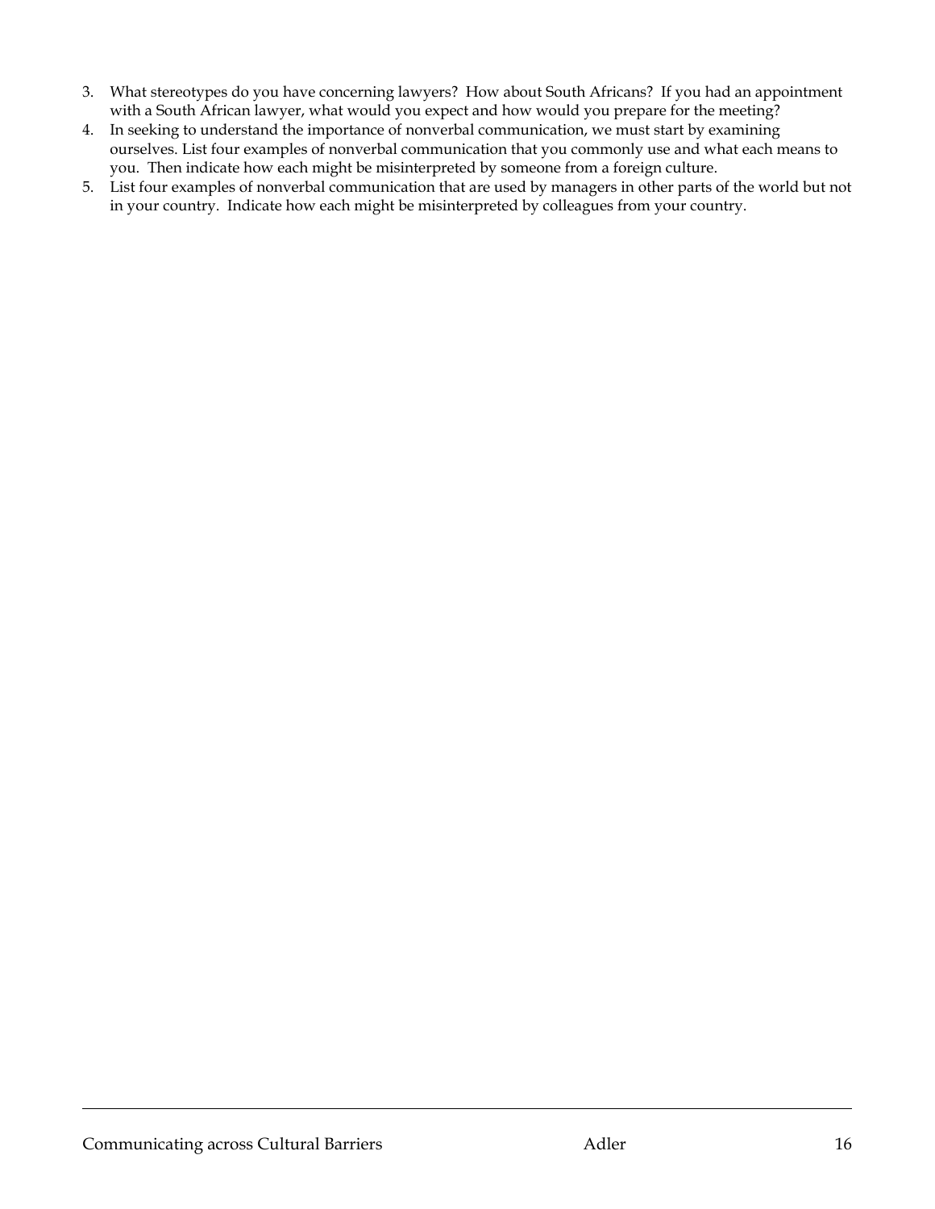3. What stereotypes do you have concerning lawyers? How about South Africans? If you had an appointment with a South African lawyer, what would you expect and how would you prepare for the meeting?
4. In seeking to understand the importance of nonverbal communication, we must start by examining ourselves. List four examples of nonverbal communication that you commonly use and what each means to you. Then indicate how each might be misinterpreted by someone from a foreign culture.
5. List four examples of nonverbal communication that are used by managers in other parts of the world but not in your country. Indicate how each might be misinterpreted by colleagues from your country.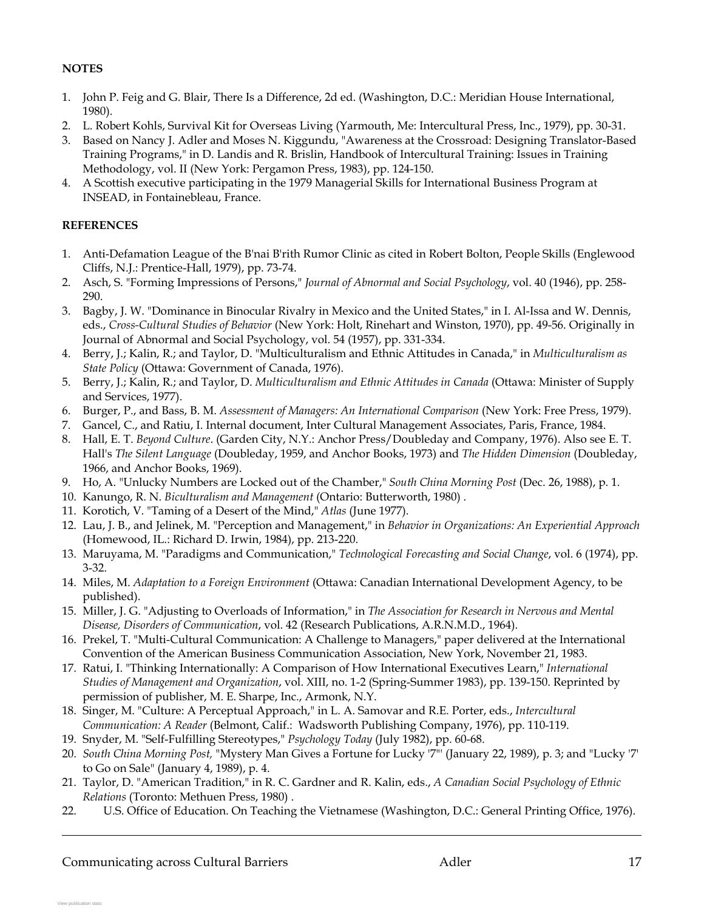**NOTES**

1. John P. Feig and G. Blair, There Is a Difference, 2d ed. (Washington, D.C.: Meridian House International, 1980).
2. L. Robert Kohls, Survival Kit for Overseas Living (Yarmouth, Me: Intercultural Press, Inc., 1979), pp. 30-31.
3. Based on Nancy J. Adler and Moses N. Kiggundu, "Awareness at the Crossroad: Designing Translator-Based Training Programs," in D. Landis and R. Brislin, Handbook of Intercultural Training: Issues in Training Methodology, vol. II (New York: Pergamon Press, 1983), pp. 124-150.
4. A Scottish executive participating in the 1979 Managerial Skills for International Business Program at INSEAD, in Fontainebleau, France.

**REFERENCES**

1. Anti-Defamation League of the B'nai B'rith Rumor Clinic as cited in Robert Bolton, People Skills (Englewood Cliffs, N.J.: Prentice-Hall, 1979), pp. 73-74.
2. Asch, S. "Forming Impressions of Persons," *Journal of Abnormal and Social Psychology*, vol. 40 (1946), pp. 258-290.
3. Bagby, J. W. "Dominance in Binocular Rivalry in Mexico and the United States," in I. Al-Issa and W. Dennis, eds., *Cross-Cultural Studies of Behavior* (New York: Holt, Rinehart and Winston, 1970), pp. 49-56. Originally in Journal of Abnormal and Social Psychology, vol. 54 (1957), pp. 331-334.
4. Berry, J.; Kalin, R.; and Taylor, D. "Multiculturalism and Ethnic Attitudes in Canada," in *Multiculturalism as State Policy* (Ottawa: Government of Canada, 1976).
5. Berry, J.; Kalin, R.; and Taylor, D. *Multiculturalism and Ethnic Attitudes in Canada* (Ottawa: Minister of Supply and Services, 1977).
6. Burger, P., and Bass, B. M. *Assessment of Managers: An International Comparison* (New York: Free Press, 1979).
7. Gancel, C., and Ratiu, I. Internal document, Inter Cultural Management Associates, Paris, France, 1984.
8. Hall, E. T. *Beyond Culture*. (Garden City, N.Y.: Anchor Press/Doubleday and Company, 1976). Also see E. T. Hall's *The Silent Language* (Doubleday, 1959, and Anchor Books, 1973) and *The Hidden Dimension* (Doubleday, 1966, and Anchor Books, 1969).
9. Ho, A. "Unlucky Numbers are Locked out of the Chamber," *South China Morning Post* (Dec. 26, 1988), p. 1.
10. Kanungo, R. N. *Biculturalism and Management* (Ontario: Butterworth, 1980) .
11. Korotich, V. "Taming of a Desert of the Mind," *Atlas* (June 1977).
12. Lau, J. B., and Jelinek, M. "Perception and Management," in *Behavior in Organizations: An Experiential Approach* (Homewood, IL.: Richard D. Irwin, 1984), pp. 213-220.
13. Maruyama, M. "Paradigms and Communication," *Technological Forecasting and Social Change*, vol. 6 (1974), pp. 3-32.
14. Miles, M. *Adaptation to a Foreign Environment* (Ottawa: Canadian International Development Agency, to be published).
15. Miller, J. G. "Adjusting to Overloads of Information," in *The Association for Research in Nervous and Mental Disease, Disorders of Communication*, vol. 42 (Research Publications, A.R.N.M.D., 1964).
16. Prekel, T. "Multi-Cultural Communication: A Challenge to Managers," paper delivered at the International Convention of the American Business Communication Association, New York, November 21, 1983.
17. Ratui, I. "Thinking Internationally: A Comparison of How International Executives Learn," *International Studies of Management and Organization*, vol. XIII, no. 1-2 (Spring-Summer 1983), pp. 139-150. Reprinted by permission of publisher, M. E. Sharpe, Inc., Armonk, N.Y.
18. Singer, M. "Culture: A Perceptual Approach," in L. A. Samovar and R.E. Porter, eds., *Intercultural Communication: A Reader* (Belmont, Calif.: Wadsworth Publishing Company, 1976), pp. 110-119.
19. Snyder, M. "Self-Fulfilling Stereotypes," *Psychology Today* (July 1982), pp. 60-68.
20. *South China Morning Post,* "Mystery Man Gives a Fortune for Lucky '7'" (January 22, 1989), p. 3; and "Lucky '7' to Go on Sale" (January 4, 1989), p. 4.
21. Taylor, D. "American Tradition," in R. C. Gardner and R. Kalin, eds., *A Canadian Social Psychology of Ethnic Relations* (Toronto: Methuen Press, 1980) .
22. U.S. Office of Education. On Teaching the Vietnamese (Washington, D.C.: General Printing Office, 1976).